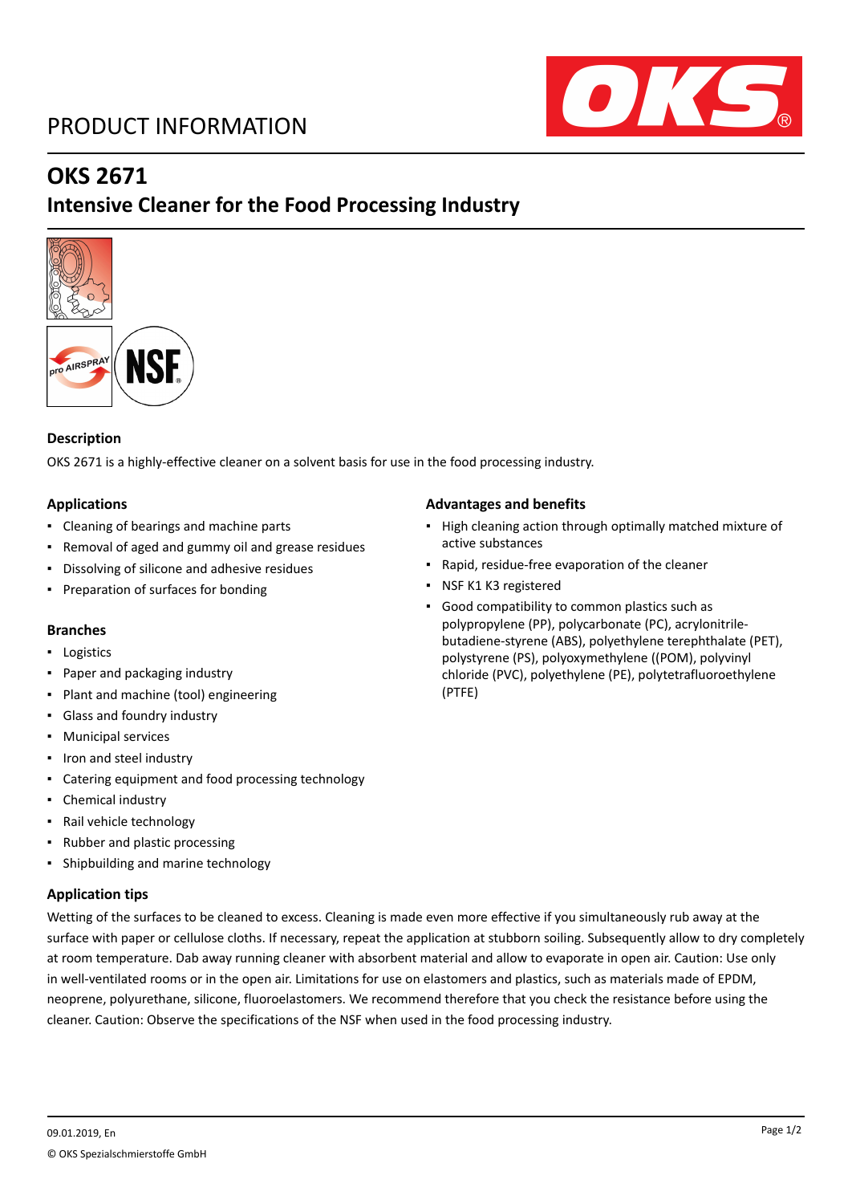# PRODUCT INFORMATION

## OKS 2671

## Intensive Cleaner for the Food Processing Industry

### Description

OKS 2671 is a highly-effective cleaner on a solvent basis for use in the food processing industry.

### Applications

- Cleaning of bearings and machine parts
- Removal of aged and gummy oil and grease residues
- Dissolving of silicone and adhesive residues
- Preparation of surfaces for bonding

### Branches

- Logistics
- Paper and packaging industry
- Plant and machine (tool) engineering
- Glass and foundry industry
- Municipal services
- Iron and steel industry
- Catering equipment and food processing technology
- Chemical industry
- Rail vehicle technology
- Rubber and plastic processing
- Shipbuilding and marine technology

### Advantages and benefits

- High cleaning action through optimally matched mixture of active substances
- Rapid, residue-free evaporation of the cleaner
- NSF K1 K3 registered
- Good compatibility to common plastics such as polypropylene (PP), polycarbonate (PC), acrylonitrile-butadiene-styrene (ABS), polyethylene terephthalate (PET), polystyrene (PS), polyoxymethylene ((POM), polyvinyl chloride (PVC), polyethylene (PE), polytetrafluoroethylene (PTFE)

### Application tips

Wetting of the surfaces to be cleaned to excess. Cleaning is made even more effective if you simultaneously rub away at the surface with paper or cellulose cloths. If necessary, repeat the application at stubborn soiling. Subsequently allow to dry completely at room temperature. Dab away running cleaner with absorbent material and allow to evaporate in open air. Caution: Use only in well-ventilated rooms or in the open air. Limitations for use on elastomers and plastics, such as materials made of EPDM, neoprene, polyurethane, silicone, fluoroelastomers. We recommend therefore that you check the resistance before using the cleaner. Caution: Observe the specifications of the NSF when used in the food processing industry.

09.01.2019, En

© OKS Spezialschmierstoffe GmbH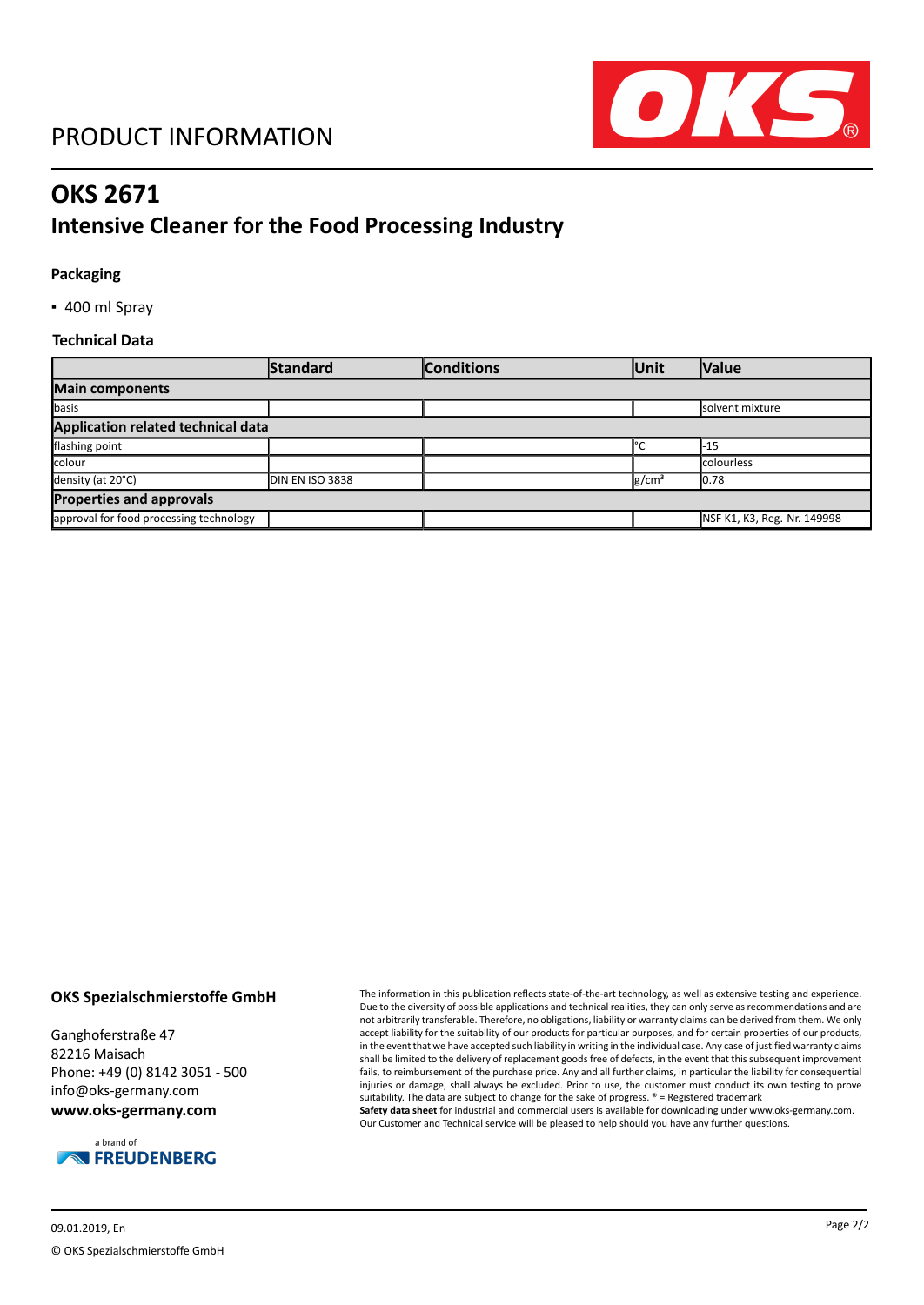# PRODUCT INFORMATION

## OKS 2671

## Intensive Cleaner for the Food Processing Industry

### Packaging

- 400 ml Spray

### Technical Data

| | Standard | Conditions | Unit | Value |
|---|---|---|---|---|
| **Main components** | | | | |
| basis | | | | solvent mixture |
| **Application related technical data** | | | | |
| flashing point | | | °C | -15 |
| colour | | | | colourless |
| density (at 20°C) | DIN EN ISO 3838 | | g/cm³ | 0.78 |
| **Properties and approvals** | | | | |
| approval for food processing technology | | | | NSF K1, K3, Reg.-Nr. 149998 |

**OKS Spezialschmierstoffe GmbH**

Ganghoferstraße 47
82216 Maisach
Phone: +49 (0) 8142 3051 - 500
info@oks-germany.com
**www.oks-germany.com**

a brand of FREUDENBERG

The information in this publication reflects state-of-the-art technology, as well as extensive testing and experience. Due to the diversity of possible applications and technical realities, they can only serve as recommendations and are not arbitrarily transferable. Therefore, no obligations, liability or warranty claims can be derived from them. We only accept liability for the suitability of our products for particular purposes, and for certain properties of our products, in the event that we have accepted such liability in writing in the individual case. Any case of justified warranty claims shall be limited to the delivery of replacement goods free of defects, in the event that this subsequent improvement fails, to reimbursement of the purchase price. Any and all further claims, in particular the liability for consequential injuries or damage, shall always be excluded. Prior to use, the customer must conduct its own testing to prove suitability. The data are subject to change for the sake of progress. ® = Registered trademark
**Safety data sheet** for industrial and commercial users is available for downloading under www.oks-germany.com. Our Customer and Technical service will be pleased to help should you have any further questions.

09.01.2019, En

© OKS Spezialschmierstoffe GmbH